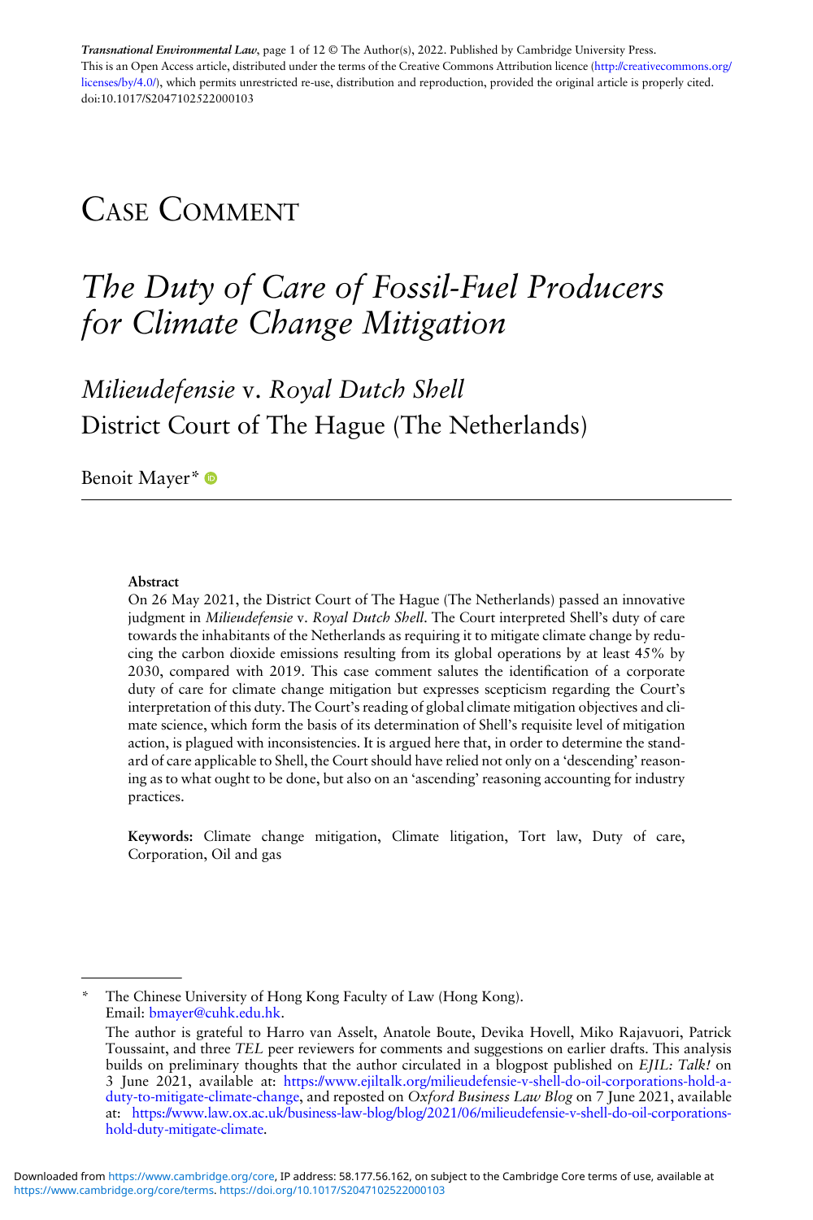*Transnational Environmental Law*, page 1 of 12 © The Author(s), 2022. Published by Cambridge University Press.
This is an Open Access article, distributed under the terms of the Creative Commons Attribution licence (http://creativecommons.org/licenses/by/4.0/), which permits unrestricted re-use, distribution and reproduction, provided the original article is properly cited.
doi:10.1017/S2047102522000103

# Case Comment

# *The Duty of Care of Fossil-Fuel Producers for Climate Change Mitigation*

## *Milieudefensie* v. *Royal Dutch Shell*
## District Court of The Hague (The Netherlands)

Benoit Mayer*

**Abstract**

On 26 May 2021, the District Court of The Hague (The Netherlands) passed an innovative judgment in *Milieudefensie* v. *Royal Dutch Shell*. The Court interpreted Shell's duty of care towards the inhabitants of the Netherlands as requiring it to mitigate climate change by reducing the carbon dioxide emissions resulting from its global operations by at least 45% by 2030, compared with 2019. This case comment salutes the identification of a corporate duty of care for climate change mitigation but expresses scepticism regarding the Court's interpretation of this duty. The Court's reading of global climate mitigation objectives and climate science, which form the basis of its determination of Shell's requisite level of mitigation action, is plagued with inconsistencies. It is argued here that, in order to determine the standard of care applicable to Shell, the Court should have relied not only on a 'descending' reasoning as to what ought to be done, but also on an 'ascending' reasoning accounting for industry practices.

**Keywords:** Climate change mitigation, Climate litigation, Tort law, Duty of care, Corporation, Oil and gas

---

\* The Chinese University of Hong Kong Faculty of Law (Hong Kong).
Email: bmayer@cuhk.edu.hk.

The author is grateful to Harro van Asselt, Anatole Boute, Devika Hovell, Miko Rajavuori, Patrick Toussaint, and three *TEL* peer reviewers for comments and suggestions on earlier drafts. This analysis builds on preliminary thoughts that the author circulated in a blogpost published on *EJIL: Talk!* on 3 June 2021, available at: https://www.ejiltalk.org/milieudefensie-v-shell-do-oil-corporations-hold-a-duty-to-mitigate-climate-change, and reposted on *Oxford Business Law Blog* on 7 June 2021, available at: https://www.law.ox.ac.uk/business-law-blog/blog/2021/06/milieudefensie-v-shell-do-oil-corporations-hold-duty-mitigate-climate.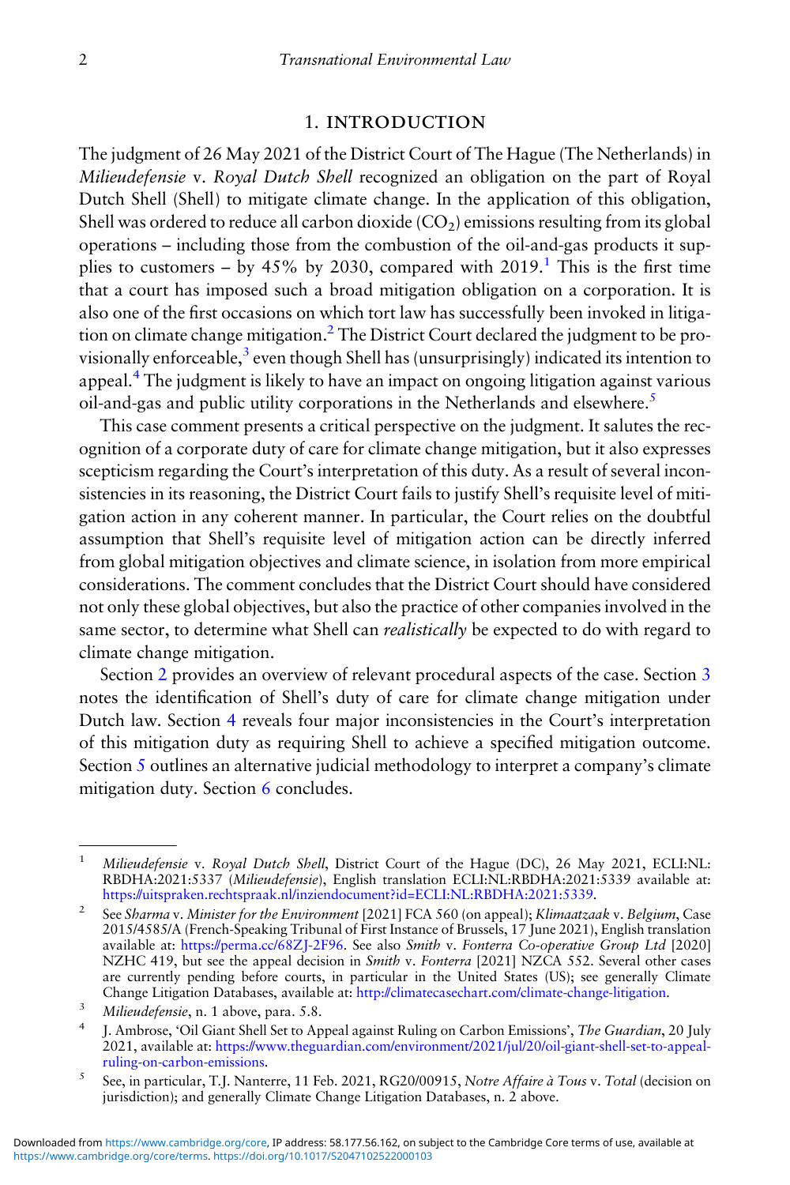## 1. INTRODUCTION

The judgment of 26 May 2021 of the District Court of The Hague (The Netherlands) in *Milieudefensie* v. *Royal Dutch Shell* recognized an obligation on the part of Royal Dutch Shell (Shell) to mitigate climate change. In the application of this obligation, Shell was ordered to reduce all carbon dioxide ($CO_2$) emissions resulting from its global operations – including those from the combustion of the oil-and-gas products it supplies to customers – by 45% by 2030, compared with 2019.[1] This is the first time that a court has imposed such a broad mitigation obligation on a corporation. It is also one of the first occasions on which tort law has successfully been invoked in litigation on climate change mitigation.[2] The District Court declared the judgment to be provisionally enforceable,[3] even though Shell has (unsurprisingly) indicated its intention to appeal.[4] The judgment is likely to have an impact on ongoing litigation against various oil-and-gas and public utility corporations in the Netherlands and elsewhere.[5]

This case comment presents a critical perspective on the judgment. It salutes the recognition of a corporate duty of care for climate change mitigation, but it also expresses scepticism regarding the Court's interpretation of this duty. As a result of several inconsistencies in its reasoning, the District Court fails to justify Shell's requisite level of mitigation action in any coherent manner. In particular, the Court relies on the doubtful assumption that Shell's requisite level of mitigation action can be directly inferred from global mitigation objectives and climate science, in isolation from more empirical considerations. The comment concludes that the District Court should have considered not only these global objectives, but also the practice of other companies involved in the same sector, to determine what Shell can *realistically* be expected to do with regard to climate change mitigation.

Section 2 provides an overview of relevant procedural aspects of the case. Section 3 notes the identification of Shell's duty of care for climate change mitigation under Dutch law. Section 4 reveals four major inconsistencies in the Court's interpretation of this mitigation duty as requiring Shell to achieve a specified mitigation outcome. Section 5 outlines an alternative judicial methodology to interpret a company's climate mitigation duty. Section 6 concludes.

---

[1] *Milieudefensie* v. *Royal Dutch Shell*, District Court of the Hague (DC), 26 May 2021, ECLI:NL:RBDHA:2021:5337 (*Milieudefensie*), English translation ECLI:NL:RBDHA:2021:5339 available at: https://uitspraken.rechtspraak.nl/inziendocument?id=ECLI:NL:RBDHA:2021:5339.

[2] See *Sharma* v. *Minister for the Environment* [2021] FCA 560 (on appeal); *Klimaatzaak* v. *Belgium*, Case 2015/4585/A (French-Speaking Tribunal of First Instance of Brussels, 17 June 2021), English translation available at: https://perma.cc/68ZJ-2F96. See also *Smith* v. *Fonterra Co-operative Group Ltd* [2020] NZHC 419, but see the appeal decision in *Smith* v. *Fonterra* [2021] NZCA 552. Several other cases are currently pending before courts, in particular in the United States (US); see generally Climate Change Litigation Databases, available at: http://climatecasechart.com/climate-change-litigation.

[3] *Milieudefensie*, n. 1 above, para. 5.8.

[4] J. Ambrose, 'Oil Giant Shell Set to Appeal against Ruling on Carbon Emissions', *The Guardian*, 20 July 2021, available at: https://www.theguardian.com/environment/2021/jul/20/oil-giant-shell-set-to-appeal-ruling-on-carbon-emissions.

[5] See, in particular, T.J. Nanterre, 11 Feb. 2021, RG20/00915, *Notre Affaire à Tous* v. *Total* (decision on jurisdiction); and generally Climate Change Litigation Databases, n. 2 above.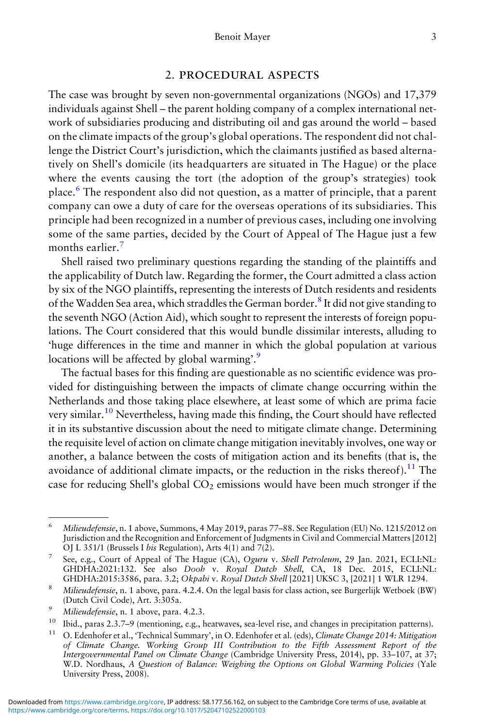## 2. PROCEDURAL ASPECTS

The case was brought by seven non-governmental organizations (NGOs) and 17,379 individuals against Shell – the parent holding company of a complex international network of subsidiaries producing and distributing oil and gas around the world – based on the climate impacts of the group's global operations. The respondent did not challenge the District Court's jurisdiction, which the claimants justified as based alternatively on Shell's domicile (its headquarters are situated in The Hague) or the place where the events causing the tort (the adoption of the group's strategies) took place.[6] The respondent also did not question, as a matter of principle, that a parent company can owe a duty of care for the overseas operations of its subsidiaries. This principle had been recognized in a number of previous cases, including one involving some of the same parties, decided by the Court of Appeal of The Hague just a few months earlier.[7]

Shell raised two preliminary questions regarding the standing of the plaintiffs and the applicability of Dutch law. Regarding the former, the Court admitted a class action by six of the NGO plaintiffs, representing the interests of Dutch residents and residents of the Wadden Sea area, which straddles the German border.[8] It did not give standing to the seventh NGO (Action Aid), which sought to represent the interests of foreign populations. The Court considered that this would bundle dissimilar interests, alluding to 'huge differences in the time and manner in which the global population at various locations will be affected by global warming'.[9]

The factual bases for this finding are questionable as no scientific evidence was provided for distinguishing between the impacts of climate change occurring within the Netherlands and those taking place elsewhere, at least some of which are prima facie very similar.[10] Nevertheless, having made this finding, the Court should have reflected it in its substantive discussion about the need to mitigate climate change. Determining the requisite level of action on climate change mitigation inevitably involves, one way or another, a balance between the costs of mitigation action and its benefits (that is, the avoidance of additional climate impacts, or the reduction in the risks thereof).[11] The case for reducing Shell's global $CO_2$ emissions would have been much stronger if the

---

[6] *Milieudefensie*, n. 1 above, Summons, 4 May 2019, paras 77–88. See Regulation (EU) No. 1215/2012 on Jurisdiction and the Recognition and Enforcement of Judgments in Civil and Commercial Matters [2012] OJ L 351/1 (Brussels I *bis* Regulation), Arts 4(1) and 7(2).

[7] See, e.g., Court of Appeal of The Hague (CA), *Oguru* v. *Shell Petroleum*, 29 Jan. 2021, ECLI:NL:GHDHA:2021:132. See also *Dooh* v. *Royal Dutch Shell*, CA, 18 Dec. 2015, ECLI:NL:GHDHA:2015:3586, para. 3.2; *Okpabi* v. *Royal Dutch Shell* [2021] UKSC 3, [2021] 1 WLR 1294.

[8] *Milieudefensie*, n. 1 above, para. 4.2.4. On the legal basis for class action, see Burgerlijk Wetboek (BW) (Dutch Civil Code), Art. 3:305a.

[9] *Milieudefensie*, n. 1 above, para. 4.2.3.

[10] Ibid., paras 2.3.7–9 (mentioning, e.g., heatwaves, sea-level rise, and changes in precipitation patterns).

[11] O. Edenhofer et al., 'Technical Summary', in O. Edenhofer et al. (eds), *Climate Change 2014: Mitigation of Climate Change. Working Group III Contribution to the Fifth Assessment Report of the Intergovernmental Panel on Climate Change* (Cambridge University Press, 2014), pp. 33–107, at 37; W.D. Nordhaus, *A Question of Balance: Weighing the Options on Global Warming Policies* (Yale University Press, 2008).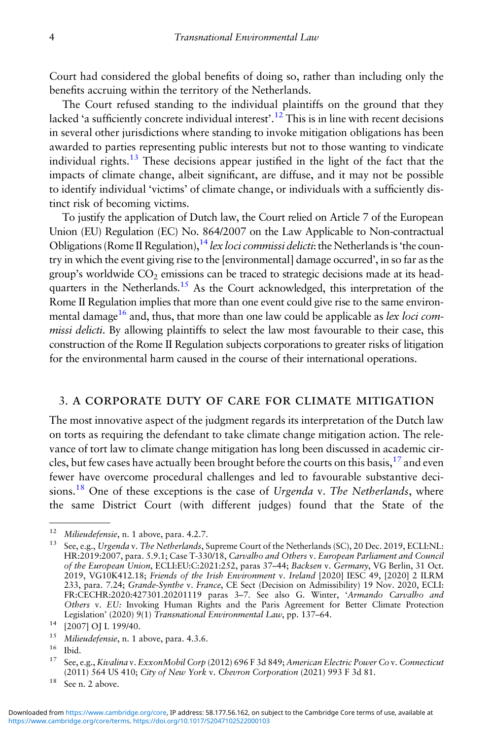Court had considered the global benefits of doing so, rather than including only the benefits accruing within the territory of the Netherlands.

The Court refused standing to the individual plaintiffs on the ground that they lacked 'a sufficiently concrete individual interest'.[12] This is in line with recent decisions in several other jurisdictions where standing to invoke mitigation obligations has been awarded to parties representing public interests but not to those wanting to vindicate individual rights.[13] These decisions appear justified in the light of the fact that the impacts of climate change, albeit significant, are diffuse, and it may not be possible to identify individual 'victims' of climate change, or individuals with a sufficiently distinct risk of becoming victims.

To justify the application of Dutch law, the Court relied on Article 7 of the European Union (EU) Regulation (EC) No. 864/2007 on the Law Applicable to Non-contractual Obligations (Rome II Regulation),[14] *lex loci commissi delicti*: the Netherlands is 'the country in which the event giving rise to the [environmental] damage occurred', in so far as the group's worldwide $CO_2$ emissions can be traced to strategic decisions made at its headquarters in the Netherlands.[15] As the Court acknowledged, this interpretation of the Rome II Regulation implies that more than one event could give rise to the same environmental damage[16] and, thus, that more than one law could be applicable as *lex loci commissi delicti*. By allowing plaintiffs to select the law most favourable to their case, this construction of the Rome II Regulation subjects corporations to greater risks of litigation for the environmental harm caused in the course of their international operations.

## 3. A CORPORATE DUTY OF CARE FOR CLIMATE MITIGATION

The most innovative aspect of the judgment regards its interpretation of the Dutch law on torts as requiring the defendant to take climate change mitigation action. The relevance of tort law to climate change mitigation has long been discussed in academic circles, but few cases have actually been brought before the courts on this basis,[17] and even fewer have overcome procedural challenges and led to favourable substantive decisions.[18] One of these exceptions is the case of *Urgenda* v. *The Netherlands*, where the same District Court (with different judges) found that the State of the

---

[12] *Milieudefensie*, n. 1 above, para. 4.2.7.

[13] See, e.g., *Urgenda* v. *The Netherlands*, Supreme Court of the Netherlands (SC), 20 Dec. 2019, ECLI:NL:HR:2019:2007, para. 5.9.1; Case T-330/18, *Carvalho and Others* v. *European Parliament and Council of the European Union*, ECLI:EU:C:2021:252, paras 37–44; *Backsen* v. *Germany*, VG Berlin, 31 Oct. 2019, VG10K412.18; *Friends of the Irish Environment* v. *Ireland* [2020] IESC 49, [2020] 2 ILRM 233, para. 7.24; *Grande-Synthe* v. *France*, CE Sect (Decision on Admissibility) 19 Nov. 2020, ECLI:FR:CECHR:2020:427301.20201119 paras 3–7. See also G. Winter, '*Armando Carvalho and Others* v. *EU*: Invoking Human Rights and the Paris Agreement for Better Climate Protection Legislation' (2020) 9(1) *Transnational Environmental Law*, pp. 137–64.

[14] [2007] OJ L 199/40.

[15] *Milieudefensie*, n. 1 above, para. 4.3.6.

[16] Ibid.

[17] See, e.g., *Kivalina* v. *ExxonMobil Corp* (2012) 696 F 3d 849; *American Electric Power Co* v. *Connecticut* (2011) 564 US 410; *City of New York* v. *Chevron Corporation* (2021) 993 F 3d 81.

[18] See n. 2 above.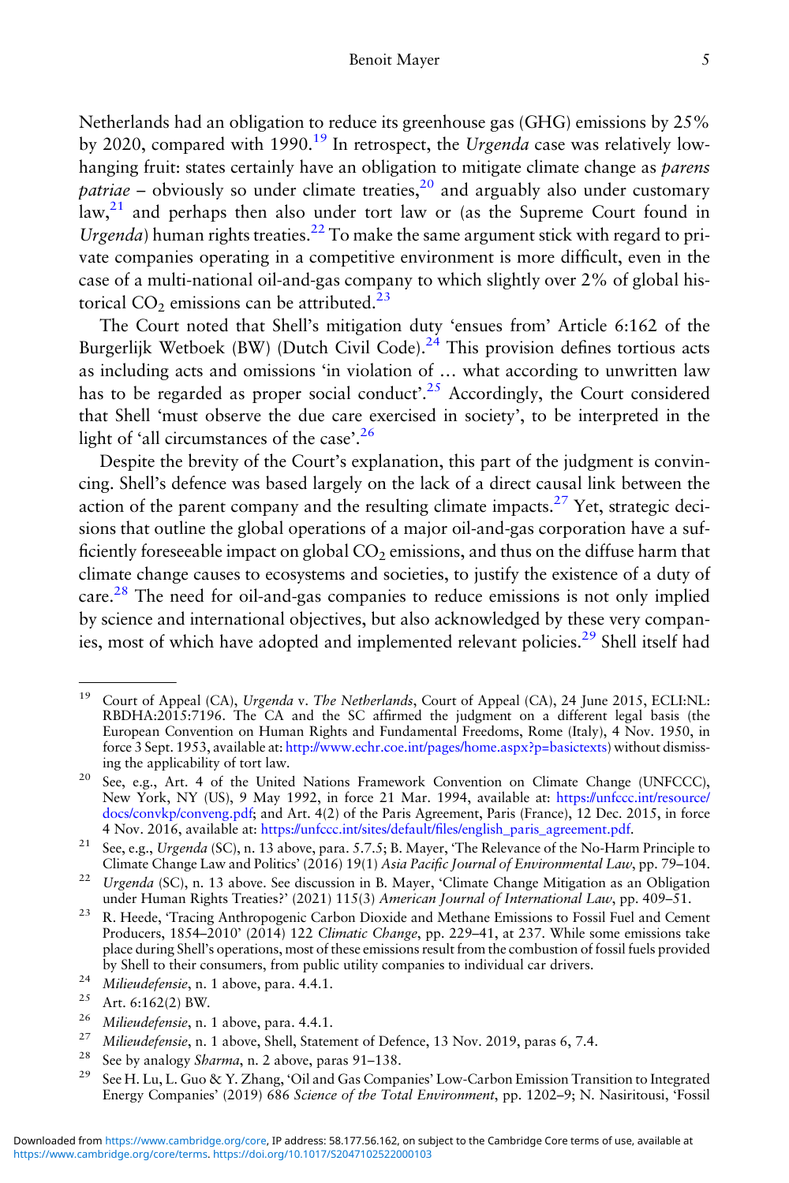Netherlands had an obligation to reduce its greenhouse gas (GHG) emissions by 25% by 2020, compared with 1990.[19] In retrospect, the *Urgenda* case was relatively low-hanging fruit: states certainly have an obligation to mitigate climate change as *parens patriae* – obviously so under climate treaties,[20] and arguably also under customary law,[21] and perhaps then also under tort law or (as the Supreme Court found in *Urgenda*) human rights treaties.[22] To make the same argument stick with regard to private companies operating in a competitive environment is more difficult, even in the case of a multi-national oil-and-gas company to which slightly over 2% of global historical $CO_2$ emissions can be attributed.[23]

The Court noted that Shell's mitigation duty 'ensues from' Article 6:162 of the Burgerlijk Wetboek (BW) (Dutch Civil Code).[24] This provision defines tortious acts as including acts and omissions 'in violation of … what according to unwritten law has to be regarded as proper social conduct'.[25] Accordingly, the Court considered that Shell 'must observe the due care exercised in society', to be interpreted in the light of 'all circumstances of the case'.[26]

Despite the brevity of the Court's explanation, this part of the judgment is convincing. Shell's defence was based largely on the lack of a direct causal link between the action of the parent company and the resulting climate impacts.[27] Yet, strategic decisions that outline the global operations of a major oil-and-gas corporation have a sufficiently foreseeable impact on global $CO_2$ emissions, and thus on the diffuse harm that climate change causes to ecosystems and societies, to justify the existence of a duty of care.[28] The need for oil-and-gas companies to reduce emissions is not only implied by science and international objectives, but also acknowledged by these very companies, most of which have adopted and implemented relevant policies.[29] Shell itself had

---

[19] Court of Appeal (CA), *Urgenda* v. *The Netherlands*, Court of Appeal (CA), 24 June 2015, ECLI:NL:RBDHA:2015:7196. The CA and the SC affirmed the judgment on a different legal basis (the European Convention on Human Rights and Fundamental Freedoms, Rome (Italy), 4 Nov. 1950, in force 3 Sept. 1953, available at: http://www.echr.coe.int/pages/home.aspx?p=basictexts) without dismissing the applicability of tort law.

[20] See, e.g., Art. 4 of the United Nations Framework Convention on Climate Change (UNFCCC), New York, NY (US), 9 May 1992, in force 21 Mar. 1994, available at: https://unfccc.int/resource/docs/convkp/conveng.pdf; and Art. 4(2) of the Paris Agreement, Paris (France), 12 Dec. 2015, in force 4 Nov. 2016, available at: https://unfccc.int/sites/default/files/english_paris_agreement.pdf.

[21] See, e.g., *Urgenda* (SC), n. 13 above, para. 5.7.5; B. Mayer, 'The Relevance of the No-Harm Principle to Climate Change Law and Politics' (2016) 19(1) *Asia Pacific Journal of Environmental Law*, pp. 79–104.

[22] *Urgenda* (SC), n. 13 above. See discussion in B. Mayer, 'Climate Change Mitigation as an Obligation under Human Rights Treaties?' (2021) 115(3) *American Journal of International Law*, pp. 409–51.

[23] R. Heede, 'Tracing Anthropogenic Carbon Dioxide and Methane Emissions to Fossil Fuel and Cement Producers, 1854–2010' (2014) 122 *Climatic Change*, pp. 229–41, at 237. While some emissions take place during Shell's operations, most of these emissions result from the combustion of fossil fuels provided by Shell to their consumers, from public utility companies to individual car drivers.

[24] *Milieudefensie*, n. 1 above, para. 4.4.1.

[25] Art. 6:162(2) BW.

[26] *Milieudefensie*, n. 1 above, para. 4.4.1.

[27] *Milieudefensie*, n. 1 above, Shell, Statement of Defence, 13 Nov. 2019, paras 6, 7.4.

[28] See by analogy *Sharma*, n. 2 above, paras 91–138.

[29] See H. Lu, L. Guo & Y. Zhang, 'Oil and Gas Companies' Low-Carbon Emission Transition to Integrated Energy Companies' (2019) 686 *Science of the Total Environment*, pp. 1202–9; N. Nasiritousi, 'Fossil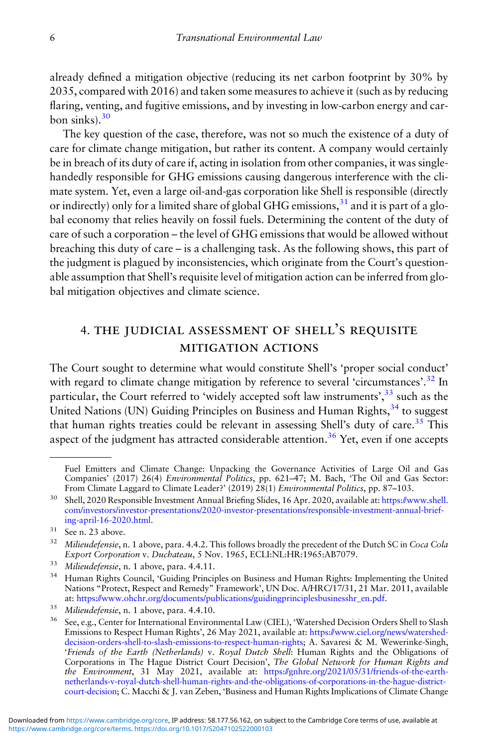already defined a mitigation objective (reducing its net carbon footprint by 30% by 2035, compared with 2016) and taken some measures to achieve it (such as by reducing flaring, venting, and fugitive emissions, and by investing in low-carbon energy and carbon sinks).[30]

The key question of the case, therefore, was not so much the existence of a duty of care for climate change mitigation, but rather its content. A company would certainly be in breach of its duty of care if, acting in isolation from other companies, it was single-handedly responsible for GHG emissions causing dangerous interference with the climate system. Yet, even a large oil-and-gas corporation like Shell is responsible (directly or indirectly) only for a limited share of global GHG emissions,[31] and it is part of a global economy that relies heavily on fossil fuels. Determining the content of the duty of care of such a corporation – the level of GHG emissions that would be allowed without breaching this duty of care – is a challenging task. As the following shows, this part of the judgment is plagued by inconsistencies, which originate from the Court's questionable assumption that Shell's requisite level of mitigation action can be inferred from global mitigation objectives and climate science.

## 4. The Judicial Assessment of Shell's Requisite Mitigation Actions

The Court sought to determine what would constitute Shell's 'proper social conduct' with regard to climate change mitigation by reference to several 'circumstances'.[32] In particular, the Court referred to 'widely accepted soft law instruments',[33] such as the United Nations (UN) Guiding Principles on Business and Human Rights,[34] to suggest that human rights treaties could be relevant in assessing Shell's duty of care.[35] This aspect of the judgment has attracted considerable attention.[36] Yet, even if one accepts

---

Fuel Emitters and Climate Change: Unpacking the Governance Activities of Large Oil and Gas Companies' (2017) 26(4) *Environmental Politics*, pp. 621–47; M. Bach, 'The Oil and Gas Sector: From Climate Laggard to Climate Leader?' (2019) 28(1) *Environmental Politics*, pp. 87–103.

[30] Shell, 2020 Responsible Investment Annual Briefing Slides, 16 Apr. 2020, available at: https://www.shell.com/investors/investor-presentations/2020-investor-presentations/responsible-investment-annual-briefing-april-16-2020.html.

[31] See n. 23 above.

[32] *Milieudefensie*, n. 1 above, para. 4.4.2. This follows broadly the precedent of the Dutch SC in *Coca Cola Export Corporation* v. *Duchateau*, 5 Nov. 1965, ECLI:NL:HR:1965:AB7079.

[33] *Milieudefensie*, n. 1 above, para. 4.4.11.

[34] Human Rights Council, 'Guiding Principles on Business and Human Rights: Implementing the United Nations "Protect, Respect and Remedy" Framework', UN Doc. A/HRC/17/31, 21 Mar. 2011, available at: https://www.ohchr.org/documents/publications/guidingprinciplesbusinesshr_en.pdf.

[35] *Milieudefensie*, n. 1 above, para. 4.4.10.

[36] See, e.g., Center for International Environmental Law (CIEL), 'Watershed Decision Orders Shell to Slash Emissions to Respect Human Rights', 26 May 2021, available at: https://www.ciel.org/news/watershed-decision-orders-shell-to-slash-emissions-to-respect-human-rights; A. Savaresi & M. Wewerinke-Singh, '*Friends of the Earth (Netherlands)* v. *Royal Dutch Shell*: Human Rights and the Obligations of Corporations in The Hague District Court Decision', *The Global Network for Human Rights and the Environment*, 31 May 2021, available at: https://gnhre.org/2021/05/31/friends-of-the-earth-netherlands-v-royal-dutch-shell-human-rights-and-the-obligations-of-corporations-in-the-hague-district-court-decision; C. Macchi & J. van Zeben, 'Business and Human Rights Implications of Climate Change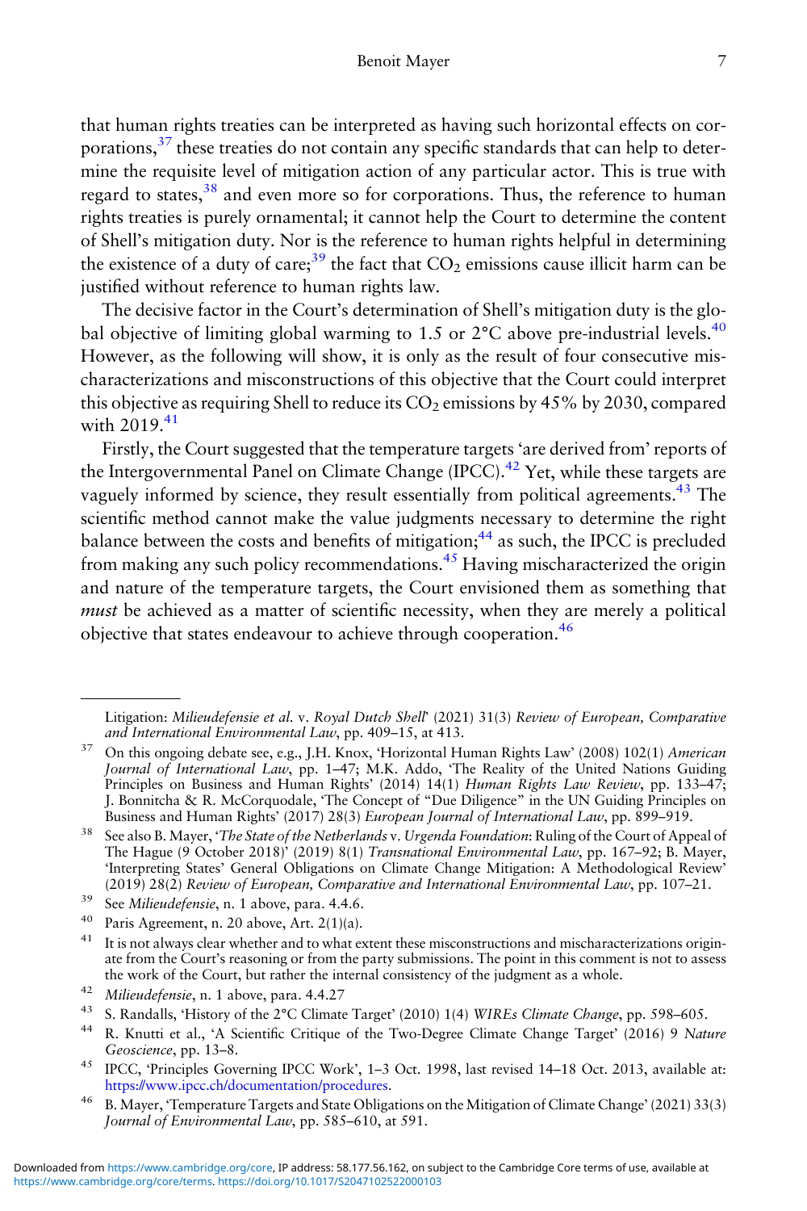that human rights treaties can be interpreted as having such horizontal effects on corporations,[37] these treaties do not contain any specific standards that can help to determine the requisite level of mitigation action of any particular actor. This is true with regard to states,[38] and even more so for corporations. Thus, the reference to human rights treaties is purely ornamental; it cannot help the Court to determine the content of Shell's mitigation duty. Nor is the reference to human rights helpful in determining the existence of a duty of care;[39] the fact that $CO_2$ emissions cause illicit harm can be justified without reference to human rights law.

The decisive factor in the Court's determination of Shell's mitigation duty is the global objective of limiting global warming to 1.5 or 2°C above pre-industrial levels.[40] However, as the following will show, it is only as the result of four consecutive mischaracterizations and misconstructions of this objective that the Court could interpret this objective as requiring Shell to reduce its $CO_2$ emissions by 45% by 2030, compared with 2019.[41]

Firstly, the Court suggested that the temperature targets 'are derived from' reports of the Intergovernmental Panel on Climate Change (IPCC).[42] Yet, while these targets are vaguely informed by science, they result essentially from political agreements.[43] The scientific method cannot make the value judgments necessary to determine the right balance between the costs and benefits of mitigation;[44] as such, the IPCC is precluded from making any such policy recommendations.[45] Having mischaracterized the origin and nature of the temperature targets, the Court envisioned them as something that *must* be achieved as a matter of scientific necessity, when they are merely a political objective that states endeavour to achieve through cooperation.[46]

---

Litigation: *Milieudefensie et al.* v. *Royal Dutch Shell*' (2021) 31(3) *Review of European, Comparative and International Environmental Law*, pp. 409–15, at 413.

[37] On this ongoing debate see, e.g., J.H. Knox, 'Horizontal Human Rights Law' (2008) 102(1) *American Journal of International Law*, pp. 1–47; M.K. Addo, 'The Reality of the United Nations Guiding Principles on Business and Human Rights' (2014) 14(1) *Human Rights Law Review*, pp. 133–47; J. Bonnitcha & R. McCorquodale, 'The Concept of "Due Diligence" in the UN Guiding Principles on Business and Human Rights' (2017) 28(3) *European Journal of International Law*, pp. 899–919.

[38] See also B. Mayer, '*The State of the Netherlands* v. *Urgenda Foundation*: Ruling of the Court of Appeal of The Hague (9 October 2018)' (2019) 8(1) *Transnational Environmental Law*, pp. 167–92; B. Mayer, 'Interpreting States' General Obligations on Climate Change Mitigation: A Methodological Review' (2019) 28(2) *Review of European, Comparative and International Environmental Law*, pp. 107–21.

[39] See *Milieudefensie*, n. 1 above, para. 4.4.6.

[40] Paris Agreement, n. 20 above, Art. 2(1)(a).

[41] It is not always clear whether and to what extent these misconstructions and mischaracterizations originate from the Court's reasoning or from the party submissions. The point in this comment is not to assess the work of the Court, but rather the internal consistency of the judgment as a whole.

[42] *Milieudefensie*, n. 1 above, para. 4.4.27

[43] S. Randalls, 'History of the 2°C Climate Target' (2010) 1(4) *WIREs Climate Change*, pp. 598–605.

[44] R. Knutti et al., 'A Scientific Critique of the Two-Degree Climate Change Target' (2016) 9 *Nature Geoscience*, pp. 13–8.

[45] IPCC, 'Principles Governing IPCC Work', 1–3 Oct. 1998, last revised 14–18 Oct. 2013, available at: https://www.ipcc.ch/documentation/procedures.

[46] B. Mayer, 'Temperature Targets and State Obligations on the Mitigation of Climate Change' (2021) 33(3) *Journal of Environmental Law*, pp. 585–610, at 591.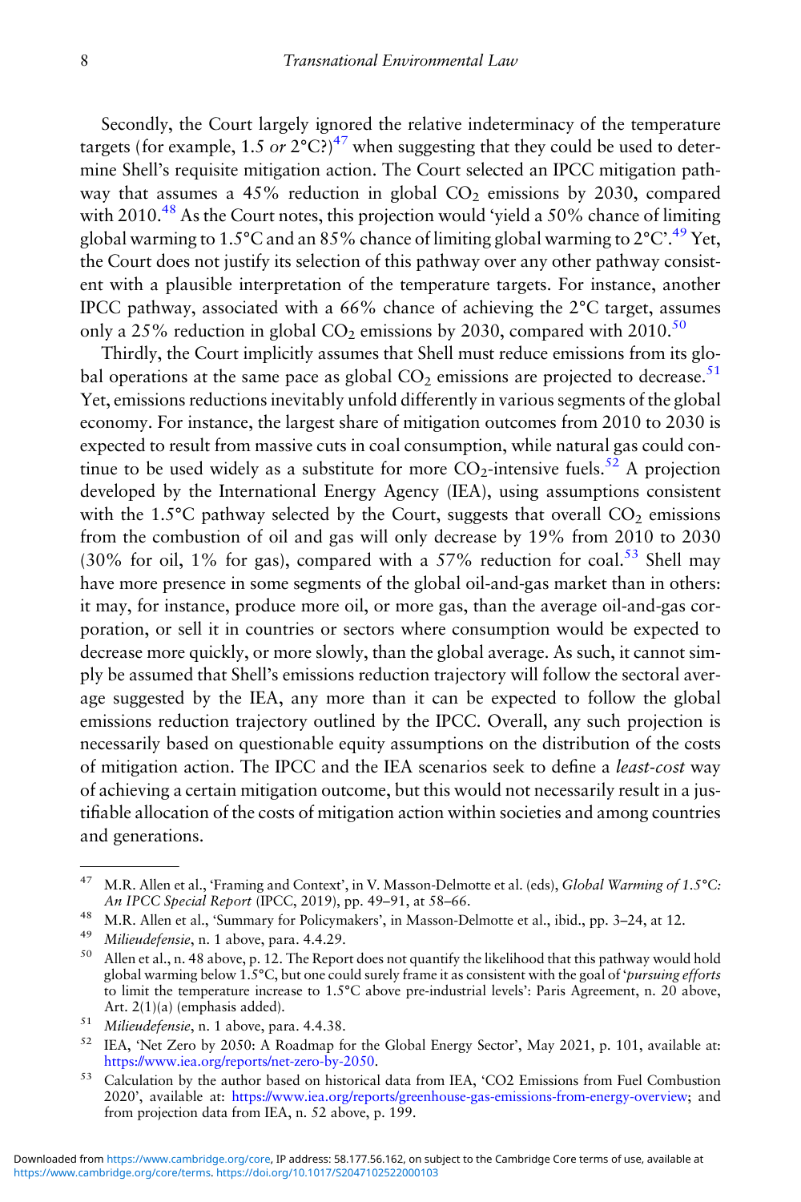Secondly, the Court largely ignored the relative indeterminacy of the temperature targets (for example, 1.5 *or* 2°C?)[47] when suggesting that they could be used to determine Shell's requisite mitigation action. The Court selected an IPCC mitigation pathway that assumes a 45% reduction in global $CO_2$ emissions by 2030, compared with 2010.[48] As the Court notes, this projection would 'yield a 50% chance of limiting global warming to 1.5°C and an 85% chance of limiting global warming to 2°C'.[49] Yet, the Court does not justify its selection of this pathway over any other pathway consistent with a plausible interpretation of the temperature targets. For instance, another IPCC pathway, associated with a 66% chance of achieving the 2°C target, assumes only a 25% reduction in global $CO_2$ emissions by 2030, compared with 2010.[50]

Thirdly, the Court implicitly assumes that Shell must reduce emissions from its global operations at the same pace as global $CO_2$ emissions are projected to decrease.[51] Yet, emissions reductions inevitably unfold differently in various segments of the global economy. For instance, the largest share of mitigation outcomes from 2010 to 2030 is expected to result from massive cuts in coal consumption, while natural gas could continue to be used widely as a substitute for more $CO_2$-intensive fuels.[52] A projection developed by the International Energy Agency (IEA), using assumptions consistent with the 1.5°C pathway selected by the Court, suggests that overall $CO_2$ emissions from the combustion of oil and gas will only decrease by 19% from 2010 to 2030 (30% for oil, 1% for gas), compared with a 57% reduction for coal.[53] Shell may have more presence in some segments of the global oil-and-gas market than in others: it may, for instance, produce more oil, or more gas, than the average oil-and-gas corporation, or sell it in countries or sectors where consumption would be expected to decrease more quickly, or more slowly, than the global average. As such, it cannot simply be assumed that Shell's emissions reduction trajectory will follow the sectoral average suggested by the IEA, any more than it can be expected to follow the global emissions reduction trajectory outlined by the IPCC. Overall, any such projection is necessarily based on questionable equity assumptions on the distribution of the costs of mitigation action. The IPCC and the IEA scenarios seek to define a *least-cost* way of achieving a certain mitigation outcome, but this would not necessarily result in a justifiable allocation of the costs of mitigation action within societies and among countries and generations.

---

[47] M.R. Allen et al., 'Framing and Context', in V. Masson-Delmotte et al. (eds), *Global Warming of 1.5°C: An IPCC Special Report* (IPCC, 2019), pp. 49–91, at 58–66.

[48] M.R. Allen et al., 'Summary for Policymakers', in Masson-Delmotte et al., ibid., pp. 3–24, at 12.

[49] *Milieudefensie*, n. 1 above, para. 4.4.29.

[50] Allen et al., n. 48 above, p. 12. The Report does not quantify the likelihood that this pathway would hold global warming below 1.5°C, but one could surely frame it as consistent with the goal of '*pursuing efforts* to limit the temperature increase to 1.5°C above pre-industrial levels': Paris Agreement, n. 20 above, Art. 2(1)(a) (emphasis added).

[51] *Milieudefensie*, n. 1 above, para. 4.4.38.

[52] IEA, 'Net Zero by 2050: A Roadmap for the Global Energy Sector', May 2021, p. 101, available at: https://www.iea.org/reports/net-zero-by-2050.

[53] Calculation by the author based on historical data from IEA, 'CO2 Emissions from Fuel Combustion 2020', available at: https://www.iea.org/reports/greenhouse-gas-emissions-from-energy-overview; and from projection data from IEA, n. 52 above, p. 199.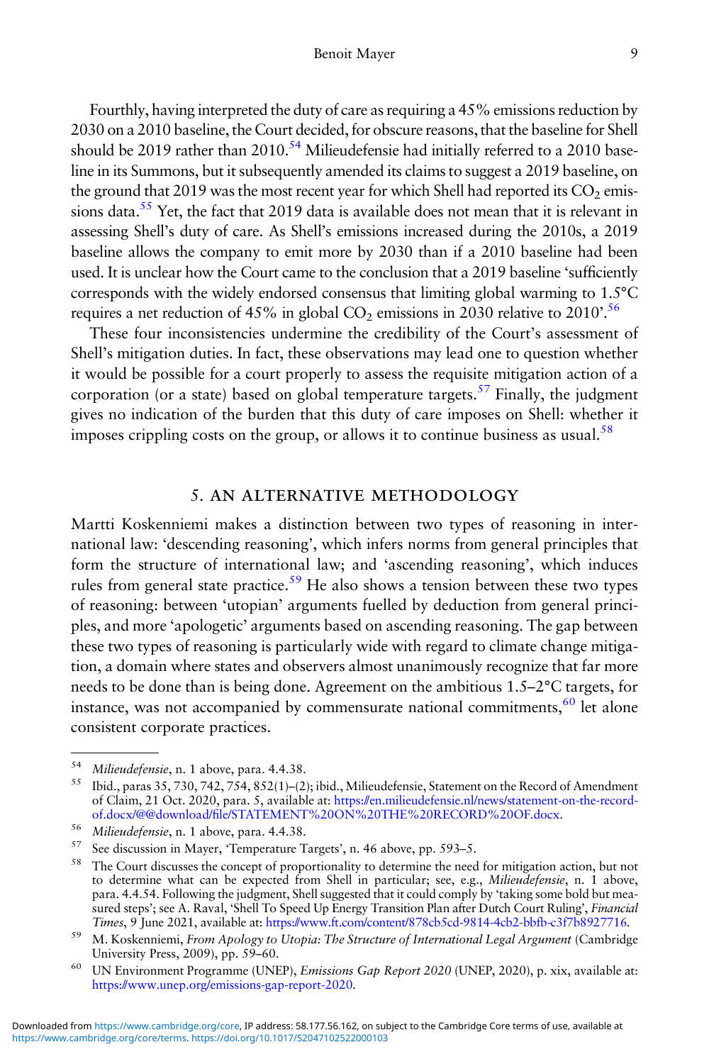Fourthly, having interpreted the duty of care as requiring a 45% emissions reduction by 2030 on a 2010 baseline, the Court decided, for obscure reasons, that the baseline for Shell should be 2019 rather than 2010.[54] Milieudefensie had initially referred to a 2010 baseline in its Summons, but it subsequently amended its claims to suggest a 2019 baseline, on the ground that 2019 was the most recent year for which Shell had reported its $CO_2$ emissions data.[55] Yet, the fact that 2019 data is available does not mean that it is relevant in assessing Shell's duty of care. As Shell's emissions increased during the 2010s, a 2019 baseline allows the company to emit more by 2030 than if a 2010 baseline had been used. It is unclear how the Court came to the conclusion that a 2019 baseline 'sufficiently corresponds with the widely endorsed consensus that limiting global warming to 1.5°C requires a net reduction of 45% in global $CO_2$ emissions in 2030 relative to 2010'.[56]

These four inconsistencies undermine the credibility of the Court's assessment of Shell's mitigation duties. In fact, these observations may lead one to question whether it would be possible for a court properly to assess the requisite mitigation action of a corporation (or a state) based on global temperature targets.[57] Finally, the judgment gives no indication of the burden that this duty of care imposes on Shell: whether it imposes crippling costs on the group, or allows it to continue business as usual.[58]

## 5. AN ALTERNATIVE METHODOLOGY

Martti Koskenniemi makes a distinction between two types of reasoning in international law: 'descending reasoning', which infers norms from general principles that form the structure of international law; and 'ascending reasoning', which induces rules from general state practice.[59] He also shows a tension between these two types of reasoning: between 'utopian' arguments fuelled by deduction from general principles, and more 'apologetic' arguments based on ascending reasoning. The gap between these two types of reasoning is particularly wide with regard to climate change mitigation, a domain where states and observers almost unanimously recognize that far more needs to be done than is being done. Agreement on the ambitious 1.5–2°C targets, for instance, was not accompanied by commensurate national commitments,[60] let alone consistent corporate practices.

---

[54] *Milieudefensie*, n. 1 above, para. 4.4.38.

[55] Ibid., paras 35, 730, 742, 754, 852(1)–(2); ibid., Milieudefensie, Statement on the Record of Amendment of Claim, 21 Oct. 2020, para. 5, available at: https://en.milieudefensie.nl/news/statement-on-the-record-of.docx/@@download/file/STATEMENT%20ON%20THE%20RECORD%20OF.docx.

[56] *Milieudefensie*, n. 1 above, para. 4.4.38.

[57] See discussion in Mayer, 'Temperature Targets', n. 46 above, pp. 593–5.

[58] The Court discusses the concept of proportionality to determine the need for mitigation action, but not to determine what can be expected from Shell in particular; see, e.g., *Milieudefensie*, n. 1 above, para. 4.4.54. Following the judgment, Shell suggested that it could comply by 'taking some bold but measured steps'; see A. Raval, 'Shell To Speed Up Energy Transition Plan after Dutch Court Ruling', *Financial Times*, 9 June 2021, available at: https://www.ft.com/content/878cb5cd-9814-4cb2-bbfb-c3f7b8927716.

[59] M. Koskenniemi, *From Apology to Utopia: The Structure of International Legal Argument* (Cambridge University Press, 2009), pp. 59–60.

[60] UN Environment Programme (UNEP), *Emissions Gap Report 2020* (UNEP, 2020), p. xix, available at: https://www.unep.org/emissions-gap-report-2020.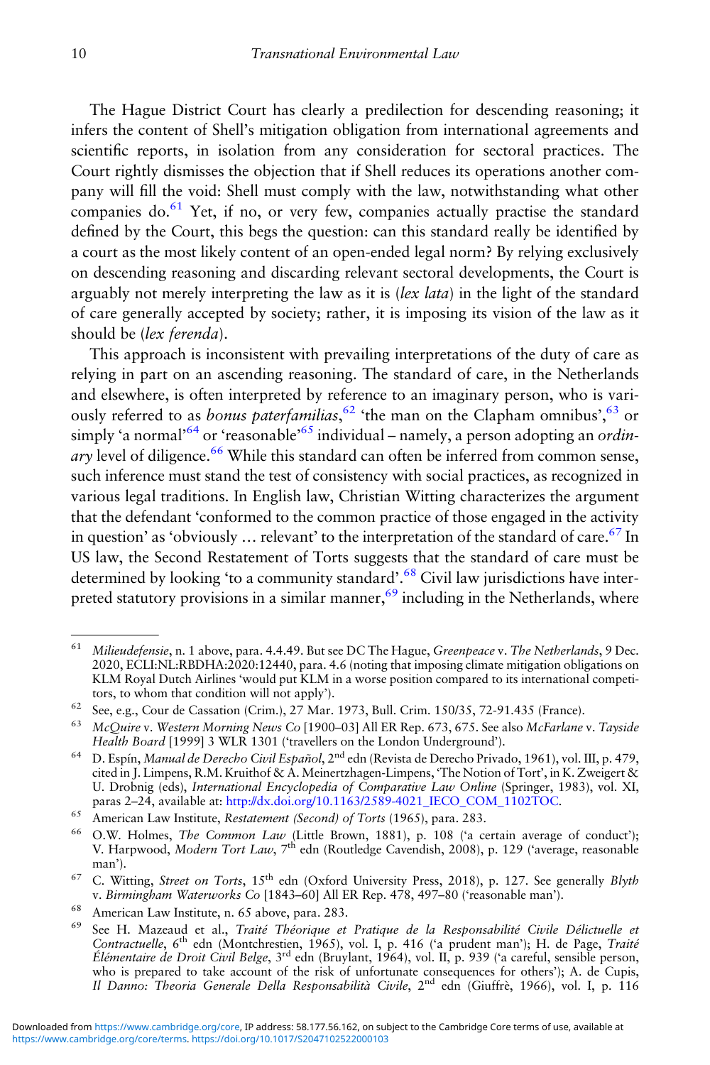The Hague District Court has clearly a predilection for descending reasoning; it infers the content of Shell's mitigation obligation from international agreements and scientific reports, in isolation from any consideration for sectoral practices. The Court rightly dismisses the objection that if Shell reduces its operations another company will fill the void: Shell must comply with the law, notwithstanding what other companies do.[61] Yet, if no, or very few, companies actually practise the standard defined by the Court, this begs the question: can this standard really be identified by a court as the most likely content of an open-ended legal norm? By relying exclusively on descending reasoning and discarding relevant sectoral developments, the Court is arguably not merely interpreting the law as it is (*lex lata*) in the light of the standard of care generally accepted by society; rather, it is imposing its vision of the law as it should be (*lex ferenda*).

This approach is inconsistent with prevailing interpretations of the duty of care as relying in part on an ascending reasoning. The standard of care, in the Netherlands and elsewhere, is often interpreted by reference to an imaginary person, who is variously referred to as *bonus paterfamilias*,[62] 'the man on the Clapham omnibus',[63] or simply 'a normal'[64] or 'reasonable'[65] individual – namely, a person adopting an *ordinary* level of diligence.[66] While this standard can often be inferred from common sense, such inference must stand the test of consistency with social practices, as recognized in various legal traditions. In English law, Christian Witting characterizes the argument that the defendant 'conformed to the common practice of those engaged in the activity in question' as 'obviously … relevant' to the interpretation of the standard of care.[67] In US law, the Second Restatement of Torts suggests that the standard of care must be determined by looking 'to a community standard'.[68] Civil law jurisdictions have interpreted statutory provisions in a similar manner,[69] including in the Netherlands, where

---

[61] *Milieudefensie*, n. 1 above, para. 4.4.49. But see DC The Hague, *Greenpeace* v. *The Netherlands*, 9 Dec. 2020, ECLI:NL:RBDHA:2020:12440, para. 4.6 (noting that imposing climate mitigation obligations on KLM Royal Dutch Airlines 'would put KLM in a worse position compared to its international competitors, to whom that condition will not apply').

[62] See, e.g., Cour de Cassation (Crim.), 27 Mar. 1973, Bull. Crim. 150/35, 72-91.435 (France).

[63] *McQuire* v. *Western Morning News Co* [1900–03] All ER Rep. 673, 675. See also *McFarlane* v. *Tayside Health Board* [1999] 3 WLR 1301 ('travellers on the London Underground').

[64] D. Espín, *Manual de Derecho Civil Español*, 2nd edn (Revista de Derecho Privado, 1961), vol. III, p. 479, cited in J. Limpens, R.M. Kruithof & A. Meinertzhagen-Limpens, 'The Notion of Tort', in K. Zweigert & U. Drobnig (eds), *International Encyclopedia of Comparative Law Online* (Springer, 1983), vol. XI, paras 2–24, available at: http://dx.doi.org/10.1163/2589-4021_IECO_COM_1102TOC.

[65] American Law Institute, *Restatement (Second) of Torts* (1965), para. 283.

[66] O.W. Holmes, *The Common Law* (Little Brown, 1881), p. 108 ('a certain average of conduct'); V. Harpwood, *Modern Tort Law*, 7th edn (Routledge Cavendish, 2008), p. 129 ('average, reasonable man').

[67] C. Witting, *Street on Torts*, 15th edn (Oxford University Press, 2018), p. 127. See generally *Blyth* v. *Birmingham Waterworks Co* [1843–60] All ER Rep. 478, 497–80 ('reasonable man').

[68] American Law Institute, n. 65 above, para. 283.

[69] See H. Mazeaud et al., *Traité Théorique et Pratique de la Responsabilité Civile Délictuelle et Contractuelle*, 6th edn (Montchrestien, 1965), vol. I, p. 416 ('a prudent man'); H. de Page, *Traité Élémentaire de Droit Civil Belge*, 3rd edn (Bruylant, 1964), vol. II, p. 939 ('a careful, sensible person, who is prepared to take account of the risk of unfortunate consequences for others'); A. de Cupis, *Il Danno: Theoria Generale Della Responsabilità Civile*, 2nd edn (Giuffrè, 1966), vol. I, p. 116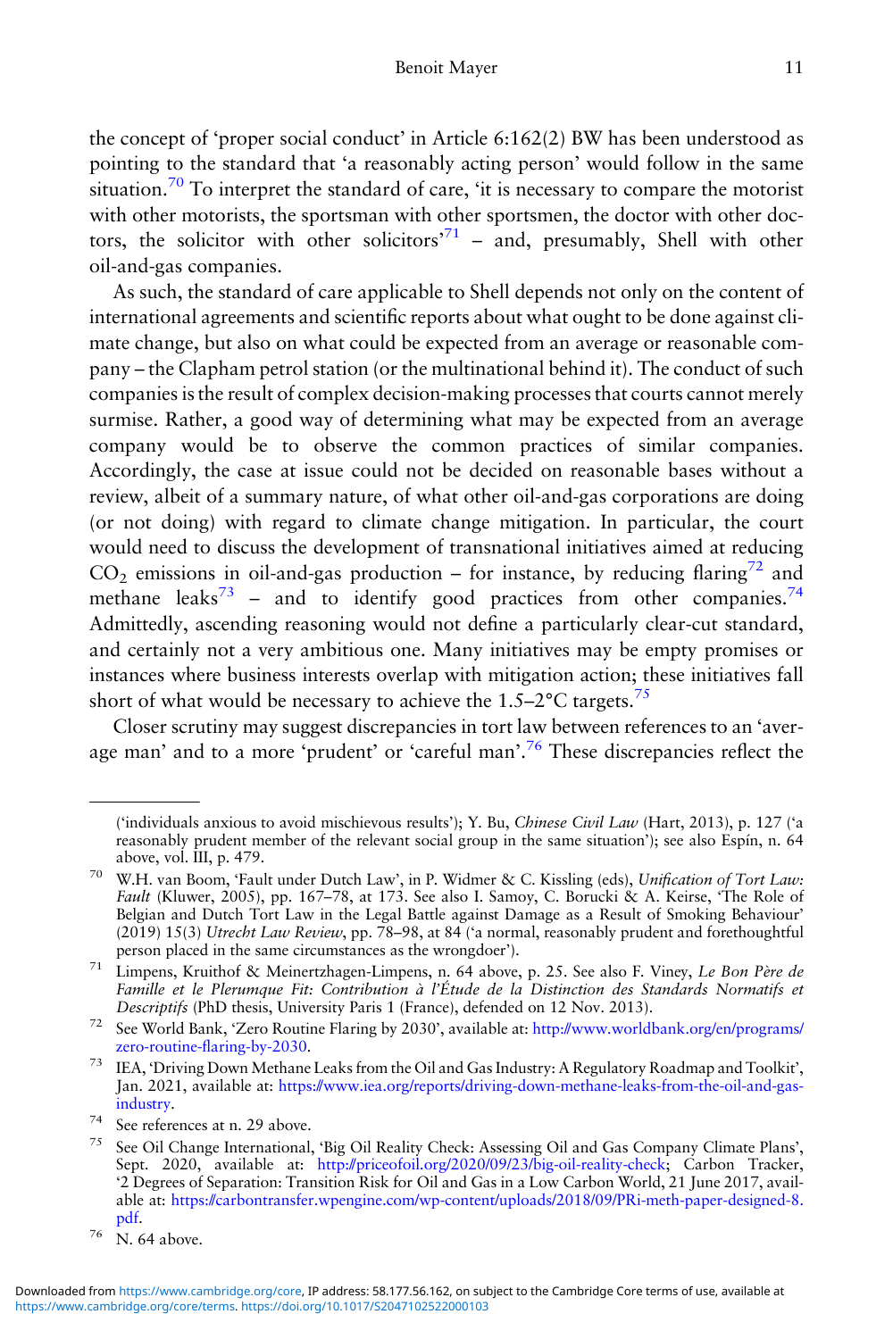the concept of 'proper social conduct' in Article 6:162(2) BW has been understood as pointing to the standard that 'a reasonably acting person' would follow in the same situation.[70] To interpret the standard of care, 'it is necessary to compare the motorist with other motorists, the sportsman with other sportsmen, the doctor with other doctors, the solicitor with other solicitors'[71] – and, presumably, Shell with other oil-and-gas companies.

As such, the standard of care applicable to Shell depends not only on the content of international agreements and scientific reports about what ought to be done against climate change, but also on what could be expected from an average or reasonable company – the Clapham petrol station (or the multinational behind it). The conduct of such companies is the result of complex decision-making processes that courts cannot merely surmise. Rather, a good way of determining what may be expected from an average company would be to observe the common practices of similar companies. Accordingly, the case at issue could not be decided on reasonable bases without a review, albeit of a summary nature, of what other oil-and-gas corporations are doing (or not doing) with regard to climate change mitigation. In particular, the court would need to discuss the development of transnational initiatives aimed at reducing $CO_2$ emissions in oil-and-gas production – for instance, by reducing flaring[72] and methane leaks[73] – and to identify good practices from other companies.[74] Admittedly, ascending reasoning would not define a particularly clear-cut standard, and certainly not a very ambitious one. Many initiatives may be empty promises or instances where business interests overlap with mitigation action; these initiatives fall short of what would be necessary to achieve the 1.5–2°C targets.[75]

Closer scrutiny may suggest discrepancies in tort law between references to an 'average man' and to a more 'prudent' or 'careful man'.[76] These discrepancies reflect the

---

('individuals anxious to avoid mischievous results'); Y. Bu, *Chinese Civil Law* (Hart, 2013), p. 127 ('a reasonably prudent member of the relevant social group in the same situation'); see also Espín, n. 64 above, vol. III, p. 479.

[70] W.H. van Boom, 'Fault under Dutch Law', in P. Widmer & C. Kissling (eds), *Unification of Tort Law: Fault* (Kluwer, 2005), pp. 167–78, at 173. See also I. Samoy, C. Borucki & A. Keirse, 'The Role of Belgian and Dutch Tort Law in the Legal Battle against Damage as a Result of Smoking Behaviour' (2019) 15(3) *Utrecht Law Review*, pp. 78–98, at 84 ('a normal, reasonably prudent and forethoughtful person placed in the same circumstances as the wrongdoer').

[71] Limpens, Kruithof & Meinertzhagen-Limpens, n. 64 above, p. 25. See also F. Viney, *Le Bon Père de Famille et le Plerumque Fit: Contribution à l'Étude de la Distinction des Standards Normatifs et Descriptifs* (PhD thesis, University Paris 1 (France), defended on 12 Nov. 2013).

[72] See World Bank, 'Zero Routine Flaring by 2030', available at: http://www.worldbank.org/en/programs/zero-routine-flaring-by-2030.

[73] IEA, 'Driving Down Methane Leaks from the Oil and Gas Industry: A Regulatory Roadmap and Toolkit', Jan. 2021, available at: https://www.iea.org/reports/driving-down-methane-leaks-from-the-oil-and-gas-industry.

[74] See references at n. 29 above.

[75] See Oil Change International, 'Big Oil Reality Check: Assessing Oil and Gas Company Climate Plans', Sept. 2020, available at: http://priceofoil.org/2020/09/23/big-oil-reality-check; Carbon Tracker, '2 Degrees of Separation: Transition Risk for Oil and Gas in a Low Carbon World, 21 June 2017, available at: https://carbontransfer.wpengine.com/wp-content/uploads/2018/09/PRi-meth-paper-designed-8.pdf.

[76] N. 64 above.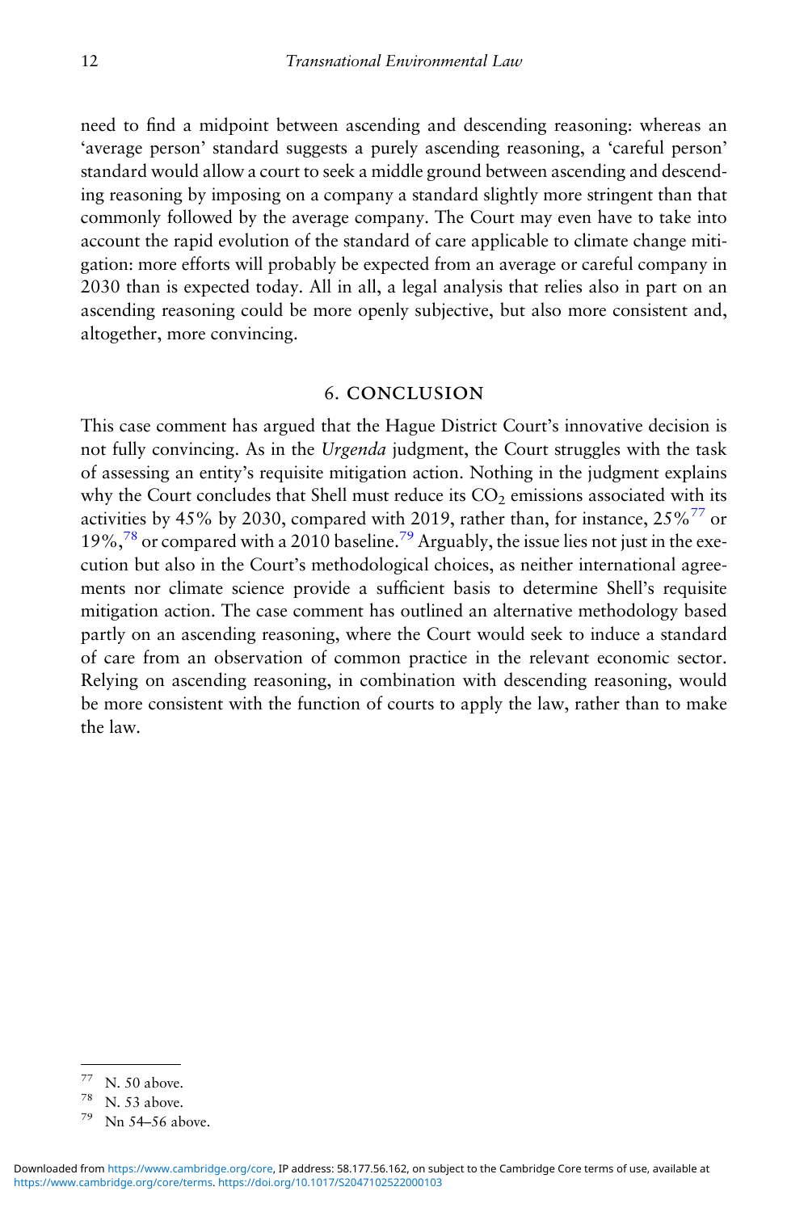need to find a midpoint between ascending and descending reasoning: whereas an 'average person' standard suggests a purely ascending reasoning, a 'careful person' standard would allow a court to seek a middle ground between ascending and descending reasoning by imposing on a company a standard slightly more stringent than that commonly followed by the average company. The Court may even have to take into account the rapid evolution of the standard of care applicable to climate change mitigation: more efforts will probably be expected from an average or careful company in 2030 than is expected today. All in all, a legal analysis that relies also in part on an ascending reasoning could be more openly subjective, but also more consistent and, altogether, more convincing.

## 6. CONCLUSION

This case comment has argued that the Hague District Court's innovative decision is not fully convincing. As in the *Urgenda* judgment, the Court struggles with the task of assessing an entity's requisite mitigation action. Nothing in the judgment explains why the Court concludes that Shell must reduce its $CO_2$ emissions associated with its activities by 45% by 2030, compared with 2019, rather than, for instance, 25%[77] or 19%,[78] or compared with a 2010 baseline.[79] Arguably, the issue lies not just in the execution but also in the Court's methodological choices, as neither international agreements nor climate science provide a sufficient basis to determine Shell's requisite mitigation action. The case comment has outlined an alternative methodology based partly on an ascending reasoning, where the Court would seek to induce a standard of care from an observation of common practice in the relevant economic sector. Relying on ascending reasoning, in combination with descending reasoning, would be more consistent with the function of courts to apply the law, rather than to make the law.

---

[77] N. 50 above.

[78] N. 53 above.

[79] Nn 54–56 above.